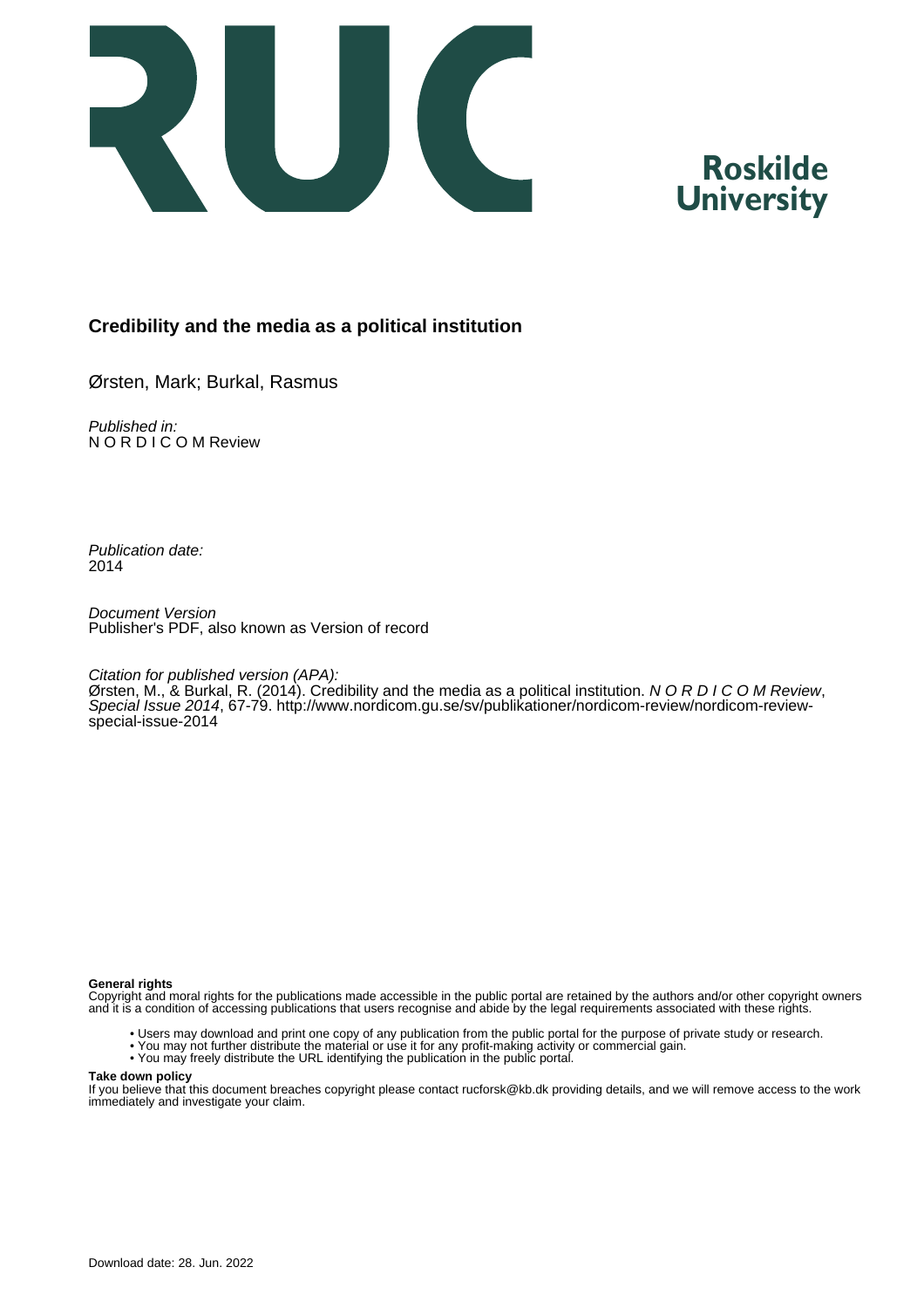Roskilde
University

# Credibility and the media as a political institution

Ørsten, Mark; Burkal, Rasmus

*Published in:*
N O R D I C O M Review

*Publication date:*
2014

*Document Version*
Publisher's PDF, also known as Version of record

*Citation for published version (APA):*
Ørsten, M., & Burkal, R. (2014). Credibility and the media as a political institution. *N O R D I C O M Review*, *Special Issue 2014*, 67-79. http://www.nordicom.gu.se/sv/publikationer/nordicom-review/nordicom-review-special-issue-2014

**General rights**
Copyright and moral rights for the publications made accessible in the public portal are retained by the authors and/or other copyright owners and it is a condition of accessing publications that users recognise and abide by the legal requirements associated with these rights.

- Users may download and print one copy of any publication from the public portal for the purpose of private study or research.
- You may not further distribute the material or use it for any profit-making activity or commercial gain.
- You may freely distribute the URL identifying the publication in the public portal.

**Take down policy**
If you believe that this document breaches copyright please contact rucforsk@kb.dk providing details, and we will remove access to the work immediately and investigate your claim.

Download date: 28. Jun. 2022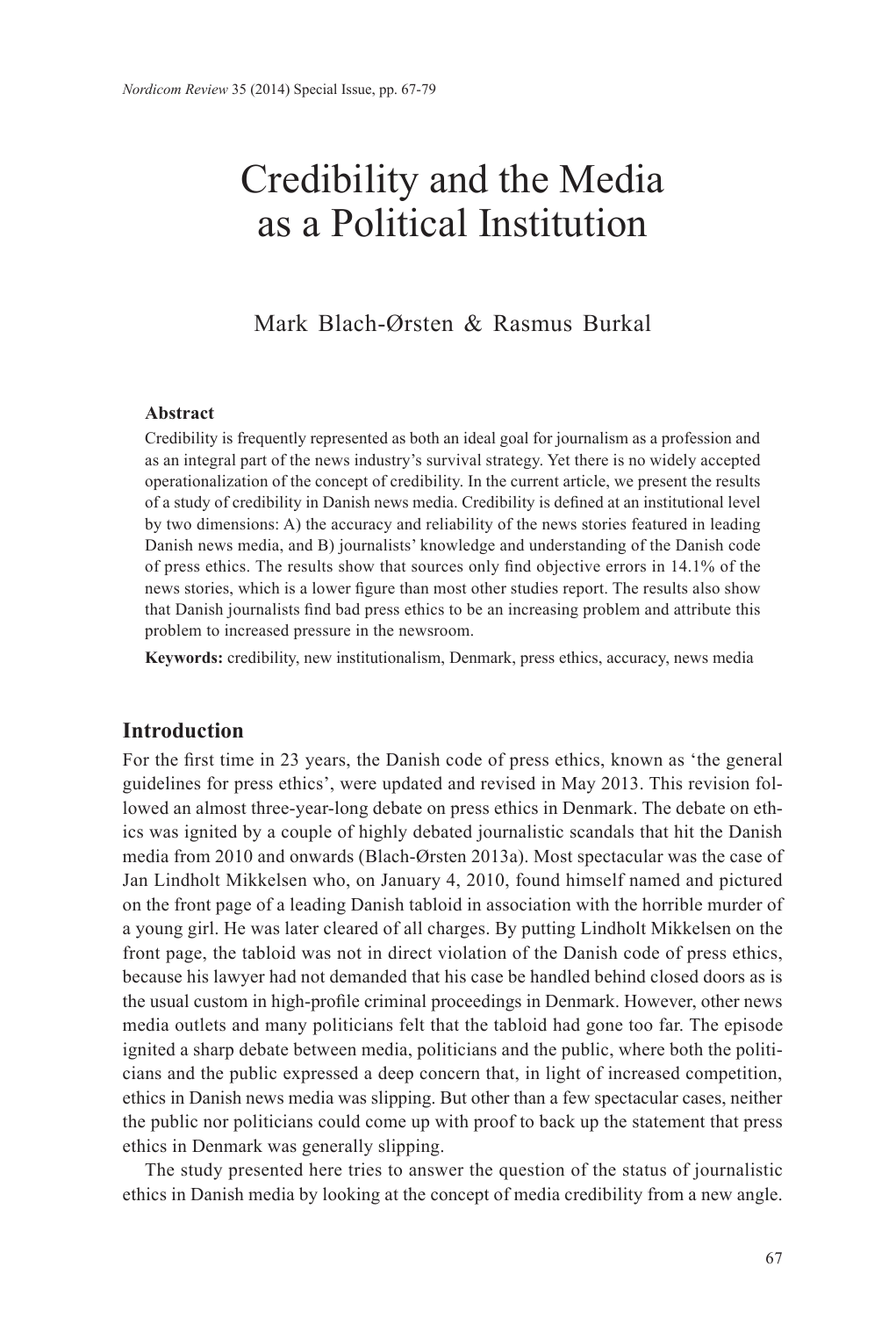# Credibility and the Media as a Political Institution

Mark Blach-Ørsten & Rasmus Burkal

**Abstract**

Credibility is frequently represented as both an ideal goal for journalism as a profession and as an integral part of the news industry's survival strategy. Yet there is no widely accepted operationalization of the concept of credibility. In the current article, we present the results of a study of credibility in Danish news media. Credibility is defined at an institutional level by two dimensions: A) the accuracy and reliability of the news stories featured in leading Danish news media, and B) journalists' knowledge and understanding of the Danish code of press ethics. The results show that sources only find objective errors in 14.1% of the news stories, which is a lower figure than most other studies report. The results also show that Danish journalists find bad press ethics to be an increasing problem and attribute this problem to increased pressure in the newsroom.

**Keywords:** credibility, new institutionalism, Denmark, press ethics, accuracy, news media

## Introduction

For the first time in 23 years, the Danish code of press ethics, known as 'the general guidelines for press ethics', were updated and revised in May 2013. This revision followed an almost three-year-long debate on press ethics in Denmark. The debate on ethics was ignited by a couple of highly debated journalistic scandals that hit the Danish media from 2010 and onwards (Blach-Ørsten 2013a). Most spectacular was the case of Jan Lindholt Mikkelsen who, on January 4, 2010, found himself named and pictured on the front page of a leading Danish tabloid in association with the horrible murder of a young girl. He was later cleared of all charges. By putting Lindholt Mikkelsen on the front page, the tabloid was not in direct violation of the Danish code of press ethics, because his lawyer had not demanded that his case be handled behind closed doors as is the usual custom in high-profile criminal proceedings in Denmark. However, other news media outlets and many politicians felt that the tabloid had gone too far. The episode ignited a sharp debate between media, politicians and the public, where both the politicians and the public expressed a deep concern that, in light of increased competition, ethics in Danish news media was slipping. But other than a few spectacular cases, neither the public nor politicians could come up with proof to back up the statement that press ethics in Denmark was generally slipping.

The study presented here tries to answer the question of the status of journalistic ethics in Danish media by looking at the concept of media credibility from a new angle.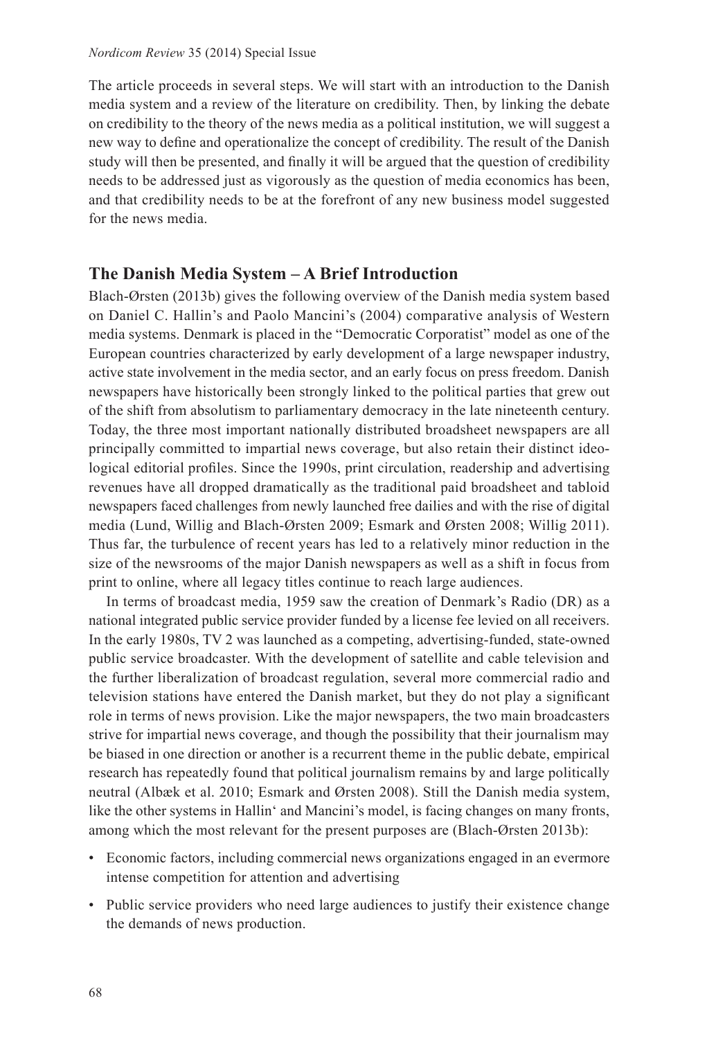The article proceeds in several steps. We will start with an introduction to the Danish media system and a review of the literature on credibility. Then, by linking the debate on credibility to the theory of the news media as a political institution, we will suggest a new way to define and operationalize the concept of credibility. The result of the Danish study will then be presented, and finally it will be argued that the question of credibility needs to be addressed just as vigorously as the question of media economics has been, and that credibility needs to be at the forefront of any new business model suggested for the news media.

## The Danish Media System – A Brief Introduction

Blach-Ørsten (2013b) gives the following overview of the Danish media system based on Daniel C. Hallin's and Paolo Mancini's (2004) comparative analysis of Western media systems. Denmark is placed in the "Democratic Corporatist" model as one of the European countries characterized by early development of a large newspaper industry, active state involvement in the media sector, and an early focus on press freedom. Danish newspapers have historically been strongly linked to the political parties that grew out of the shift from absolutism to parliamentary democracy in the late nineteenth century. Today, the three most important nationally distributed broadsheet newspapers are all principally committed to impartial news coverage, but also retain their distinct ideological editorial profiles. Since the 1990s, print circulation, readership and advertising revenues have all dropped dramatically as the traditional paid broadsheet and tabloid newspapers faced challenges from newly launched free dailies and with the rise of digital media (Lund, Willig and Blach-Ørsten 2009; Esmark and Ørsten 2008; Willig 2011). Thus far, the turbulence of recent years has led to a relatively minor reduction in the size of the newsrooms of the major Danish newspapers as well as a shift in focus from print to online, where all legacy titles continue to reach large audiences.

In terms of broadcast media, 1959 saw the creation of Denmark's Radio (DR) as a national integrated public service provider funded by a license fee levied on all receivers. In the early 1980s, TV 2 was launched as a competing, advertising-funded, state-owned public service broadcaster. With the development of satellite and cable television and the further liberalization of broadcast regulation, several more commercial radio and television stations have entered the Danish market, but they do not play a significant role in terms of news provision. Like the major newspapers, the two main broadcasters strive for impartial news coverage, and though the possibility that their journalism may be biased in one direction or another is a recurrent theme in the public debate, empirical research has repeatedly found that political journalism remains by and large politically neutral (Albæk et al. 2010; Esmark and Ørsten 2008). Still the Danish media system, like the other systems in Hallin' and Mancini's model, is facing changes on many fronts, among which the most relevant for the present purposes are (Blach-Ørsten 2013b):

- Economic factors, including commercial news organizations engaged in an evermore intense competition for attention and advertising
- Public service providers who need large audiences to justify their existence change the demands of news production.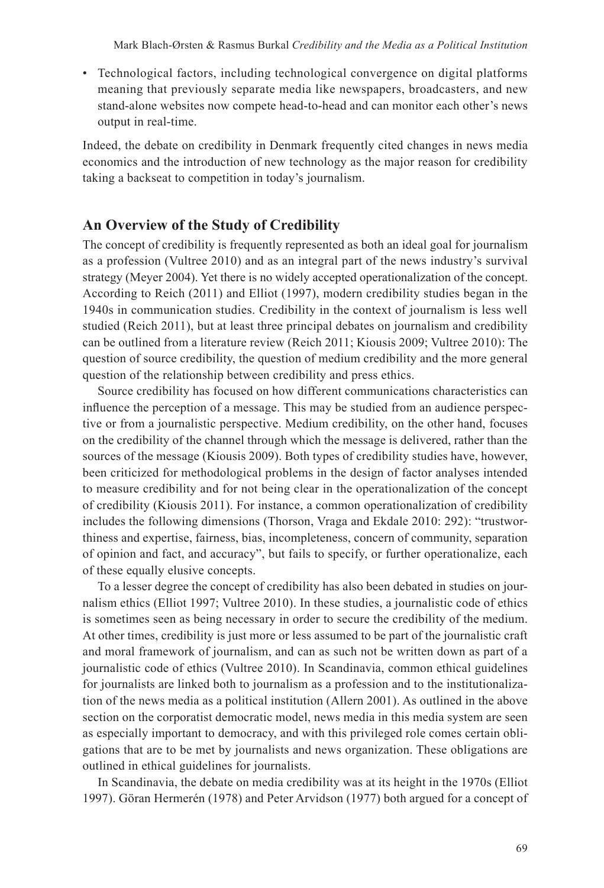- Technological factors, including technological convergence on digital platforms meaning that previously separate media like newspapers, broadcasters, and new stand-alone websites now compete head-to-head and can monitor each other's news output in real-time.

Indeed, the debate on credibility in Denmark frequently cited changes in news media economics and the introduction of new technology as the major reason for credibility taking a backseat to competition in today's journalism.

## An Overview of the Study of Credibility

The concept of credibility is frequently represented as both an ideal goal for journalism as a profession (Vultree 2010) and as an integral part of the news industry's survival strategy (Meyer 2004). Yet there is no widely accepted operationalization of the concept. According to Reich (2011) and Elliot (1997), modern credibility studies began in the 1940s in communication studies. Credibility in the context of journalism is less well studied (Reich 2011), but at least three principal debates on journalism and credibility can be outlined from a literature review (Reich 2011; Kiousis 2009; Vultree 2010): The question of source credibility, the question of medium credibility and the more general question of the relationship between credibility and press ethics.

Source credibility has focused on how different communications characteristics can influence the perception of a message. This may be studied from an audience perspective or from a journalistic perspective. Medium credibility, on the other hand, focuses on the credibility of the channel through which the message is delivered, rather than the sources of the message (Kiousis 2009). Both types of credibility studies have, however, been criticized for methodological problems in the design of factor analyses intended to measure credibility and for not being clear in the operationalization of the concept of credibility (Kiousis 2011). For instance, a common operationalization of credibility includes the following dimensions (Thorson, Vraga and Ekdale 2010: 292): "trustworthiness and expertise, fairness, bias, incompleteness, concern of community, separation of opinion and fact, and accuracy", but fails to specify, or further operationalize, each of these equally elusive concepts.

To a lesser degree the concept of credibility has also been debated in studies on journalism ethics (Elliot 1997; Vultree 2010). In these studies, a journalistic code of ethics is sometimes seen as being necessary in order to secure the credibility of the medium. At other times, credibility is just more or less assumed to be part of the journalistic craft and moral framework of journalism, and can as such not be written down as part of a journalistic code of ethics (Vultree 2010). In Scandinavia, common ethical guidelines for journalists are linked both to journalism as a profession and to the institutionalization of the news media as a political institution (Allern 2001). As outlined in the above section on the corporatist democratic model, news media in this media system are seen as especially important to democracy, and with this privileged role comes certain obligations that are to be met by journalists and news organization. These obligations are outlined in ethical guidelines for journalists.

In Scandinavia, the debate on media credibility was at its height in the 1970s (Elliot 1997). Göran Hermerén (1978) and Peter Arvidson (1977) both argued for a concept of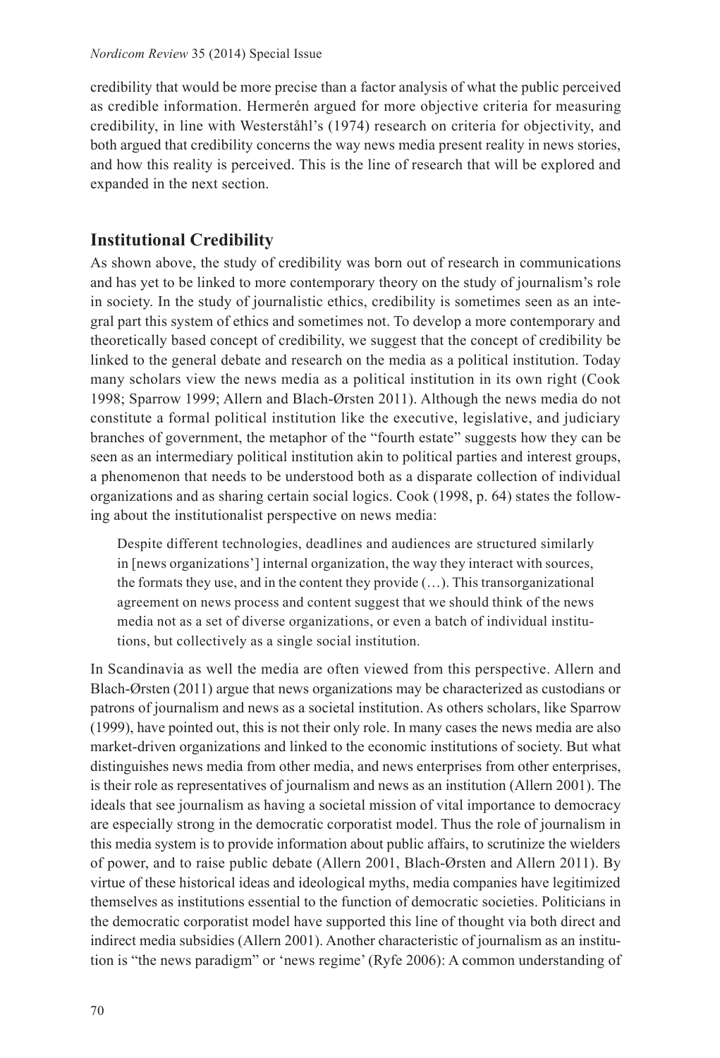credibility that would be more precise than a factor analysis of what the public perceived as credible information. Hermerén argued for more objective criteria for measuring credibility, in line with Westerståhl's (1974) research on criteria for objectivity, and both argued that credibility concerns the way news media present reality in news stories, and how this reality is perceived. This is the line of research that will be explored and expanded in the next section.

## Institutional Credibility

As shown above, the study of credibility was born out of research in communications and has yet to be linked to more contemporary theory on the study of journalism's role in society. In the study of journalistic ethics, credibility is sometimes seen as an integral part this system of ethics and sometimes not. To develop a more contemporary and theoretically based concept of credibility, we suggest that the concept of credibility be linked to the general debate and research on the media as a political institution. Today many scholars view the news media as a political institution in its own right (Cook 1998; Sparrow 1999; Allern and Blach-Ørsten 2011). Although the news media do not constitute a formal political institution like the executive, legislative, and judiciary branches of government, the metaphor of the "fourth estate" suggests how they can be seen as an intermediary political institution akin to political parties and interest groups, a phenomenon that needs to be understood both as a disparate collection of individual organizations and as sharing certain social logics. Cook (1998, p. 64) states the following about the institutionalist perspective on news media:

> Despite different technologies, deadlines and audiences are structured similarly in [news organizations'] internal organization, the way they interact with sources, the formats they use, and in the content they provide (…). This transorganizational agreement on news process and content suggest that we should think of the news media not as a set of diverse organizations, or even a batch of individual institutions, but collectively as a single social institution.

In Scandinavia as well the media are often viewed from this perspective. Allern and Blach-Ørsten (2011) argue that news organizations may be characterized as custodians or patrons of journalism and news as a societal institution. As others scholars, like Sparrow (1999), have pointed out, this is not their only role. In many cases the news media are also market-driven organizations and linked to the economic institutions of society. But what distinguishes news media from other media, and news enterprises from other enterprises, is their role as representatives of journalism and news as an institution (Allern 2001). The ideals that see journalism as having a societal mission of vital importance to democracy are especially strong in the democratic corporatist model. Thus the role of journalism in this media system is to provide information about public affairs, to scrutinize the wielders of power, and to raise public debate (Allern 2001, Blach-Ørsten and Allern 2011). By virtue of these historical ideas and ideological myths, media companies have legitimized themselves as institutions essential to the function of democratic societies. Politicians in the democratic corporatist model have supported this line of thought via both direct and indirect media subsidies (Allern 2001). Another characteristic of journalism as an institution is "the news paradigm" or 'news regime' (Ryfe 2006): A common understanding of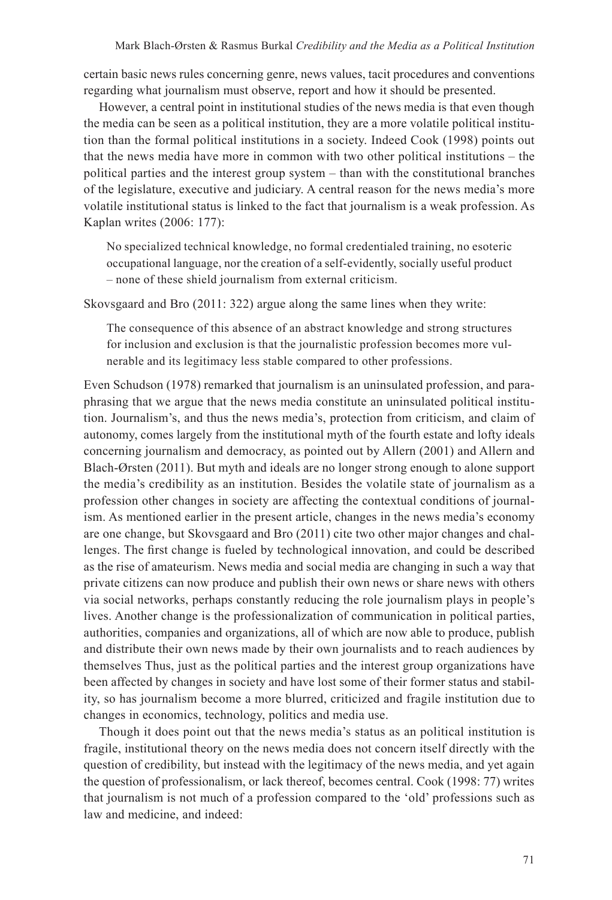certain basic news rules concerning genre, news values, tacit procedures and conventions regarding what journalism must observe, report and how it should be presented.

However, a central point in institutional studies of the news media is that even though the media can be seen as a political institution, they are a more volatile political institution than the formal political institutions in a society. Indeed Cook (1998) points out that the news media have more in common with two other political institutions – the political parties and the interest group system – than with the constitutional branches of the legislature, executive and judiciary. A central reason for the news media's more volatile institutional status is linked to the fact that journalism is a weak profession. As Kaplan writes (2006: 177):

> No specialized technical knowledge, no formal credentialed training, no esoteric occupational language, nor the creation of a self-evidently, socially useful product – none of these shield journalism from external criticism.

Skovsgaard and Bro (2011: 322) argue along the same lines when they write:

> The consequence of this absence of an abstract knowledge and strong structures for inclusion and exclusion is that the journalistic profession becomes more vulnerable and its legitimacy less stable compared to other professions.

Even Schudson (1978) remarked that journalism is an uninsulated profession, and paraphrasing that we argue that the news media constitute an uninsulated political institution. Journalism's, and thus the news media's, protection from criticism, and claim of autonomy, comes largely from the institutional myth of the fourth estate and lofty ideals concerning journalism and democracy, as pointed out by Allern (2001) and Allern and Blach-Ørsten (2011). But myth and ideals are no longer strong enough to alone support the media's credibility as an institution. Besides the volatile state of journalism as a profession other changes in society are affecting the contextual conditions of journalism. As mentioned earlier in the present article, changes in the news media's economy are one change, but Skovsgaard and Bro (2011) cite two other major changes and challenges. The first change is fueled by technological innovation, and could be described as the rise of amateurism. News media and social media are changing in such a way that private citizens can now produce and publish their own news or share news with others via social networks, perhaps constantly reducing the role journalism plays in people's lives. Another change is the professionalization of communication in political parties, authorities, companies and organizations, all of which are now able to produce, publish and distribute their own news made by their own journalists and to reach audiences by themselves Thus, just as the political parties and the interest group organizations have been affected by changes in society and have lost some of their former status and stability, so has journalism become a more blurred, criticized and fragile institution due to changes in economics, technology, politics and media use.

Though it does point out that the news media's status as an political institution is fragile, institutional theory on the news media does not concern itself directly with the question of credibility, but instead with the legitimacy of the news media, and yet again the question of professionalism, or lack thereof, becomes central. Cook (1998: 77) writes that journalism is not much of a profession compared to the 'old' professions such as law and medicine, and indeed: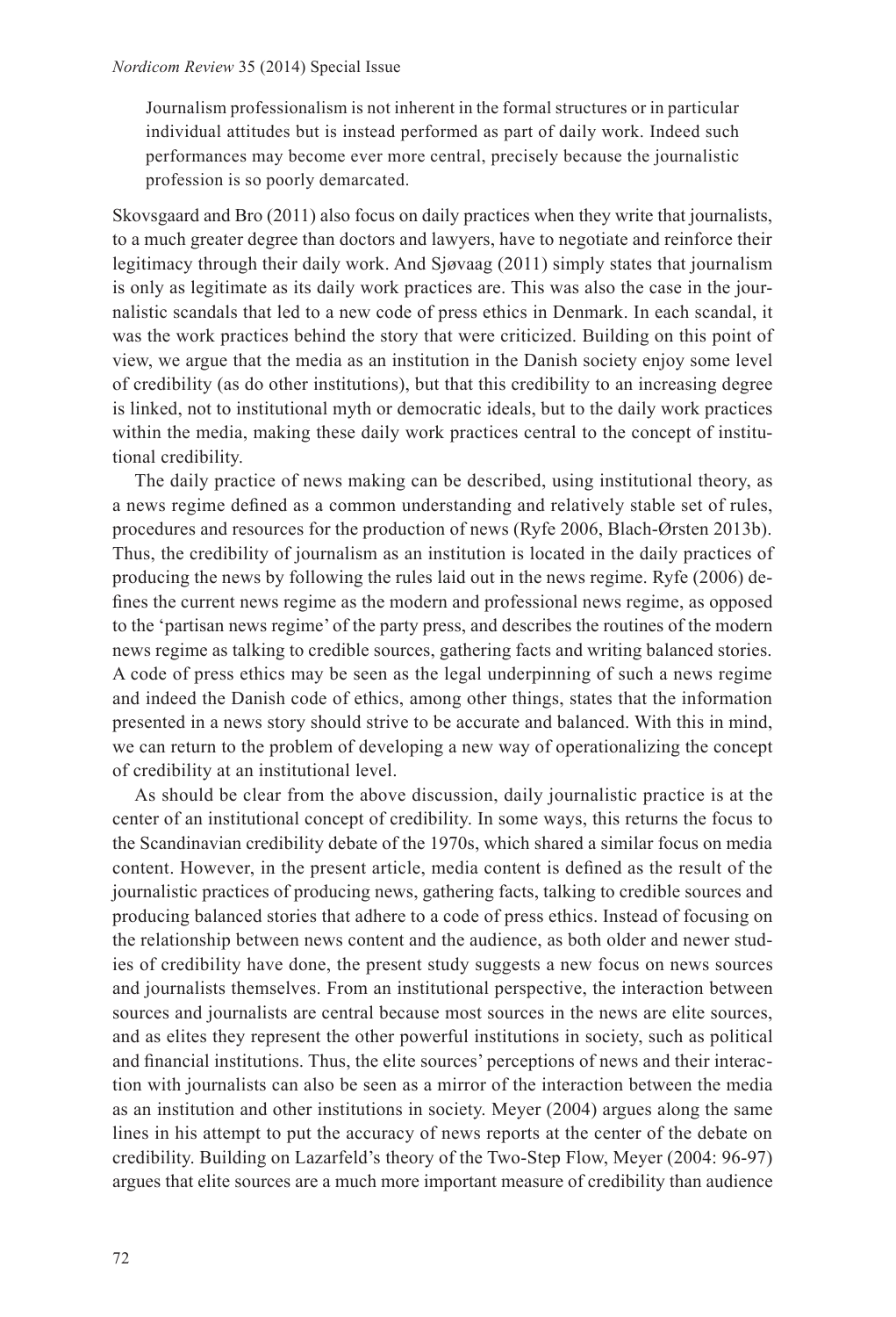> Journalism professionalism is not inherent in the formal structures or in particular individual attitudes but is instead performed as part of daily work. Indeed such performances may become ever more central, precisely because the journalistic profession is so poorly demarcated.

Skovsgaard and Bro (2011) also focus on daily practices when they write that journalists, to a much greater degree than doctors and lawyers, have to negotiate and reinforce their legitimacy through their daily work. And Sjøvaag (2011) simply states that journalism is only as legitimate as its daily work practices are. This was also the case in the journalistic scandals that led to a new code of press ethics in Denmark. In each scandal, it was the work practices behind the story that were criticized. Building on this point of view, we argue that the media as an institution in the Danish society enjoy some level of credibility (as do other institutions), but that this credibility to an increasing degree is linked, not to institutional myth or democratic ideals, but to the daily work practices within the media, making these daily work practices central to the concept of institutional credibility.

The daily practice of news making can be described, using institutional theory, as a news regime defined as a common understanding and relatively stable set of rules, procedures and resources for the production of news (Ryfe 2006, Blach-Ørsten 2013b). Thus, the credibility of journalism as an institution is located in the daily practices of producing the news by following the rules laid out in the news regime. Ryfe (2006) defines the current news regime as the modern and professional news regime, as opposed to the 'partisan news regime' of the party press, and describes the routines of the modern news regime as talking to credible sources, gathering facts and writing balanced stories. A code of press ethics may be seen as the legal underpinning of such a news regime and indeed the Danish code of ethics, among other things, states that the information presented in a news story should strive to be accurate and balanced. With this in mind, we can return to the problem of developing a new way of operationalizing the concept of credibility at an institutional level.

As should be clear from the above discussion, daily journalistic practice is at the center of an institutional concept of credibility. In some ways, this returns the focus to the Scandinavian credibility debate of the 1970s, which shared a similar focus on media content. However, in the present article, media content is defined as the result of the journalistic practices of producing news, gathering facts, talking to credible sources and producing balanced stories that adhere to a code of press ethics. Instead of focusing on the relationship between news content and the audience, as both older and newer studies of credibility have done, the present study suggests a new focus on news sources and journalists themselves. From an institutional perspective, the interaction between sources and journalists are central because most sources in the news are elite sources, and as elites they represent the other powerful institutions in society, such as political and financial institutions. Thus, the elite sources' perceptions of news and their interaction with journalists can also be seen as a mirror of the interaction between the media as an institution and other institutions in society. Meyer (2004) argues along the same lines in his attempt to put the accuracy of news reports at the center of the debate on credibility. Building on Lazarfeld's theory of the Two-Step Flow, Meyer (2004: 96-97) argues that elite sources are a much more important measure of credibility than audience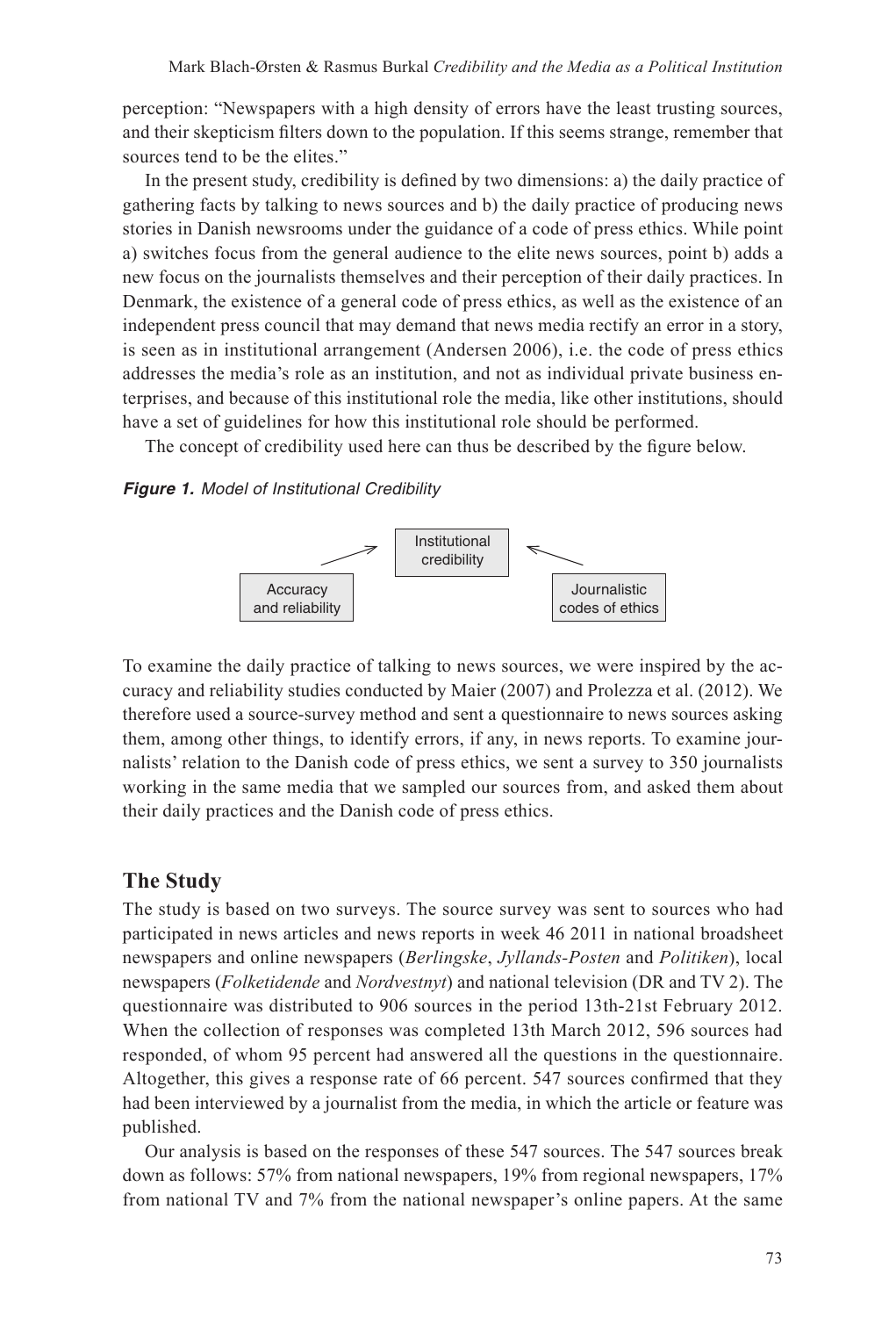perception: "Newspapers with a high density of errors have the least trusting sources, and their skepticism filters down to the population. If this seems strange, remember that sources tend to be the elites."

In the present study, credibility is defined by two dimensions: a) the daily practice of gathering facts by talking to news sources and b) the daily practice of producing news stories in Danish newsrooms under the guidance of a code of press ethics. While point a) switches focus from the general audience to the elite news sources, point b) adds a new focus on the journalists themselves and their perception of their daily practices. In Denmark, the existence of a general code of press ethics, as well as the existence of an independent press council that may demand that news media rectify an error in a story, is seen as in institutional arrangement (Andersen 2006), i.e. the code of press ethics addresses the media's role as an institution, and not as individual private business enterprises, and because of this institutional role the media, like other institutions, should have a set of guidelines for how this institutional role should be performed.

The concept of credibility used here can thus be described by the figure below.

***Figure 1.*** *Model of Institutional Credibility*

Institutional credibility

Accuracy and reliability

Journalistic codes of ethics

To examine the daily practice of talking to news sources, we were inspired by the accuracy and reliability studies conducted by Maier (2007) and Prolezza et al. (2012). We therefore used a source-survey method and sent a questionnaire to news sources asking them, among other things, to identify errors, if any, in news reports. To examine journalists' relation to the Danish code of press ethics, we sent a survey to 350 journalists working in the same media that we sampled our sources from, and asked them about their daily practices and the Danish code of press ethics.

## The Study

The study is based on two surveys. The source survey was sent to sources who had participated in news articles and news reports in week 46 2011 in national broadsheet newspapers and online newspapers (*Berlingske*, *Jyllands-Posten* and *Politiken*), local newspapers (*Folketidende* and *Nordvestnyt*) and national television (DR and TV 2). The questionnaire was distributed to 906 sources in the period 13th-21st February 2012. When the collection of responses was completed 13th March 2012, 596 sources had responded, of whom 95 percent had answered all the questions in the questionnaire. Altogether, this gives a response rate of 66 percent. 547 sources confirmed that they had been interviewed by a journalist from the media, in which the article or feature was published.

Our analysis is based on the responses of these 547 sources. The 547 sources break down as follows: 57% from national newspapers, 19% from regional newspapers, 17% from national TV and 7% from the national newspaper's online papers. At the same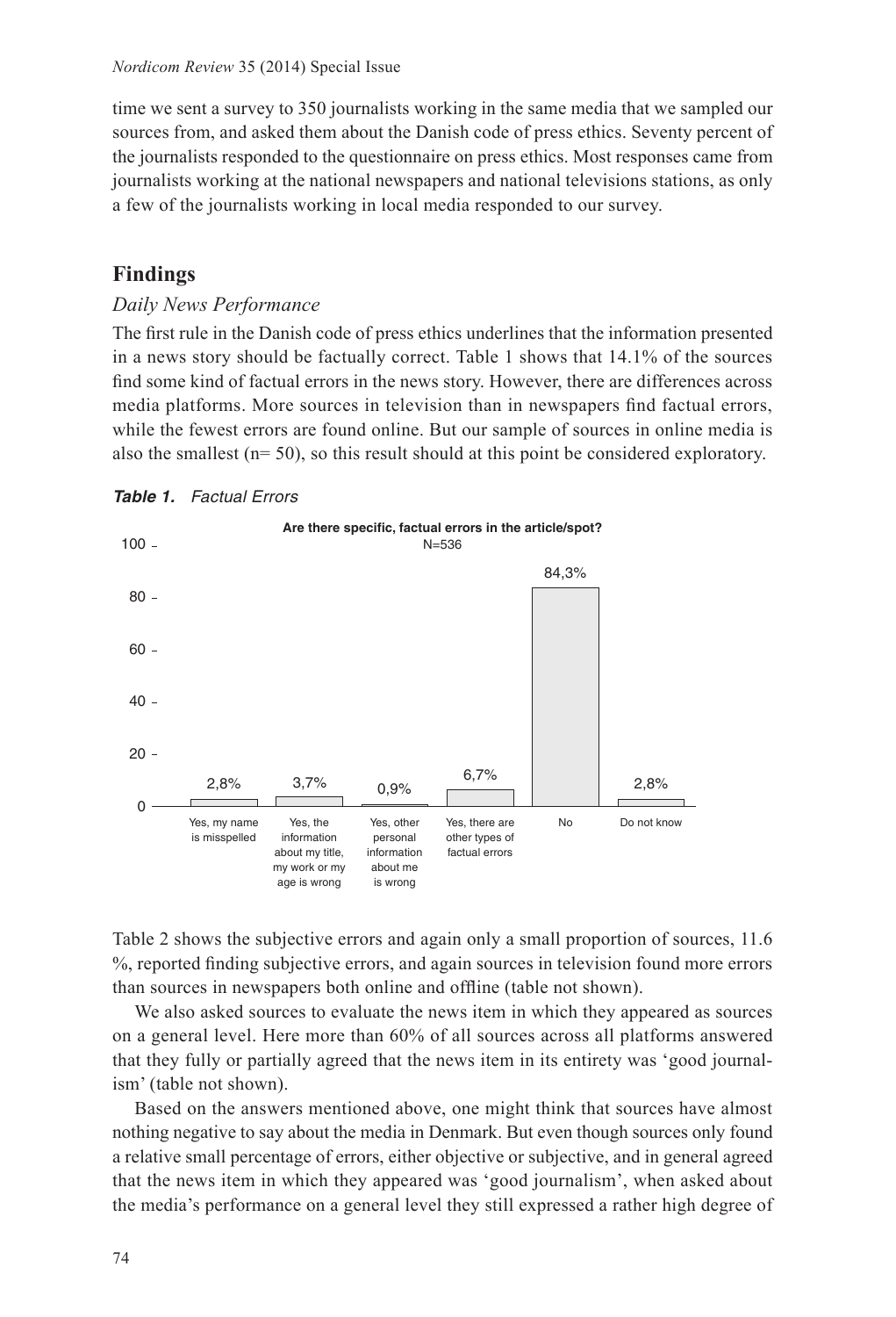time we sent a survey to 350 journalists working in the same media that we sampled our sources from, and asked them about the Danish code of press ethics. Seventy percent of the journalists responded to the questionnaire on press ethics. Most responses came from journalists working at the national newspapers and national televisions stations, as only a few of the journalists working in local media responded to our survey.

## Findings

### *Daily News Performance*

The first rule in the Danish code of press ethics underlines that the information presented in a news story should be factually correct. Table 1 shows that 14.1% of the sources find some kind of factual errors in the news story. However, there are differences across media platforms. More sources in television than in newspapers find factual errors, while the fewest errors are found online. But our sample of sources in online media is also the smallest (n= 50), so this result should at this point be considered exploratory.

***Table 1.*** *Factual Errors*

**Are there specific, factual errors in the article/spot?**
N=536

| Response | % |
|---|---|
| Yes, my name is misspelled | 2,8% |
| Yes, the information about my title, my work or my age is wrong | 3,7% |
| Yes, other personal information about me is wrong | 0,9% |
| Yes, there are other types of factual errors | 6,7% |
| No | 84,3% |
| Do not know | 2,8% |

Table 2 shows the subjective errors and again only a small proportion of sources, 11.6 %, reported finding subjective errors, and again sources in television found more errors than sources in newspapers both online and offline (table not shown).

We also asked sources to evaluate the news item in which they appeared as sources on a general level. Here more than 60% of all sources across all platforms answered that they fully or partially agreed that the news item in its entirety was 'good journalism' (table not shown).

Based on the answers mentioned above, one might think that sources have almost nothing negative to say about the media in Denmark. But even though sources only found a relative small percentage of errors, either objective or subjective, and in general agreed that the news item in which they appeared was 'good journalism', when asked about the media's performance on a general level they still expressed a rather high degree of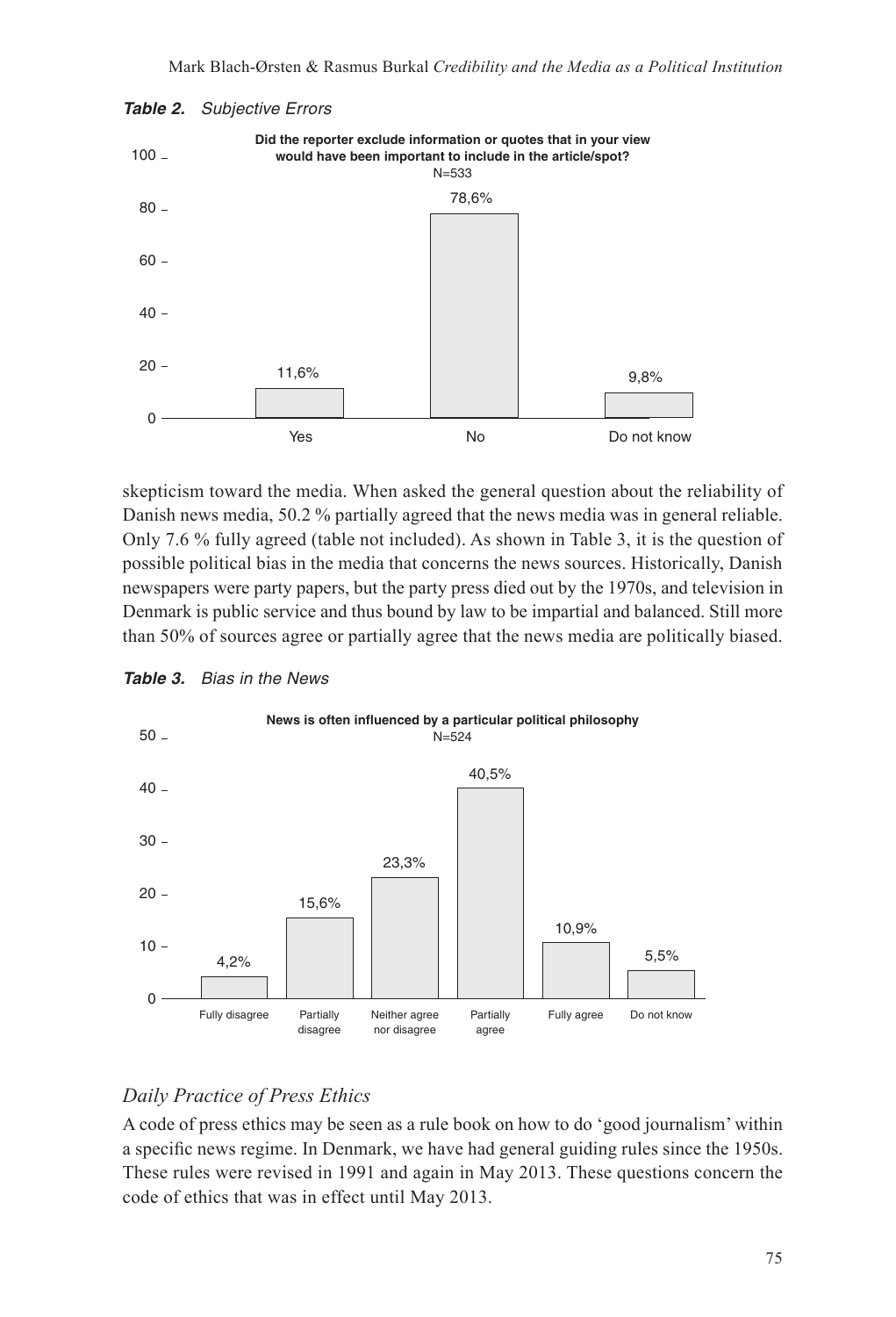*Table 2.* *Subjective Errors*

**Did the reporter exclude information or quotes that in your view would have been important to include in the article/spot?**
N=533

| Yes | No | Do not know |
|---|---|---|
| 11,6% | 78,6% | 9,8% |

skepticism toward the media. When asked the general question about the reliability of Danish news media, 50.2 % partially agreed that the news media was in general reliable. Only 7.6 % fully agreed (table not included). As shown in Table 3, it is the question of possible political bias in the media that concerns the news sources. Historically, Danish newspapers were party papers, but the party press died out by the 1970s, and television in Denmark is public service and thus bound by law to be impartial and balanced. Still more than 50% of sources agree or partially agree that the news media are politically biased.

*Table 3.* *Bias in the News*

**News is often influenced by a particular political philosophy**
N=524

| Fully disagree | Partially disagree | Neither agree nor disagree | Partially agree | Fully agree | Do not know |
|---|---|---|---|---|---|
| 4,2% | 15,6% | 23,3% | 40,5% | 10,9% | 5,5% |

## *Daily Practice of Press Ethics*

A code of press ethics may be seen as a rule book on how to do 'good journalism' within a specific news regime. In Denmark, we have had general guiding rules since the 1950s. These rules were revised in 1991 and again in May 2013. These questions concern the code of ethics that was in effect until May 2013.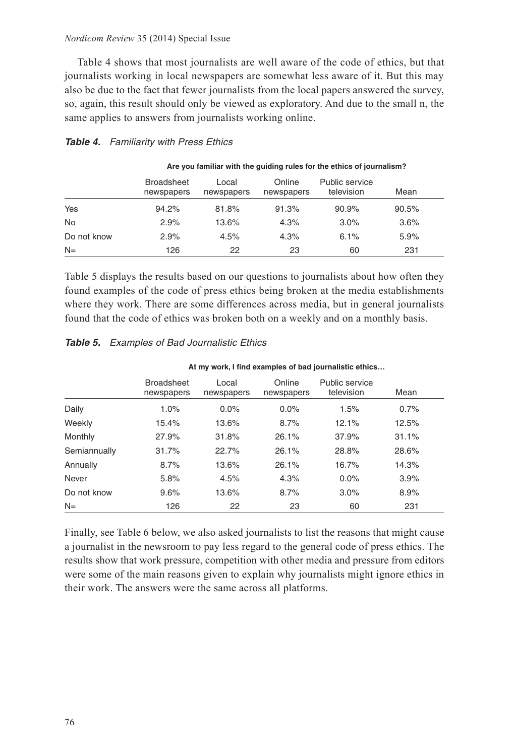Table 4 shows that most journalists are well aware of the code of ethics, but that journalists working in local newspapers are somewhat less aware of it. But this may also be due to the fact that fewer journalists from the local papers answered the survey, so, again, this result should only be viewed as exploratory. And due to the small n, the same applies to answers from journalists working online.

***Table 4.*** *Familiarity with Press Ethics*

| | Are you familiar with the guiding rules for the ethics of journalism? | | | | |
|---|---|---|---|---|---|
| | Broadsheet newspapers | Local newspapers | Online newspapers | Public service television | Mean |
| Yes | 94.2% | 81.8% | 91.3% | 90.9% | 90.5% |
| No | 2.9% | 13.6% | 4.3% | 3.0% | 3.6% |
| Do not know | 2.9% | 4.5% | 4.3% | 6.1% | 5.9% |
| N= | 126 | 22 | 23 | 60 | 231 |

Table 5 displays the results based on our questions to journalists about how often they found examples of the code of press ethics being broken at the media establishments where they work. There are some differences across media, but in general journalists found that the code of ethics was broken both on a weekly and on a monthly basis.

***Table 5.*** *Examples of Bad Journalistic Ethics*

| | At my work, I find examples of bad journalistic ethics… | | | | |
|---|---|---|---|---|---|
| | Broadsheet newspapers | Local newspapers | Online newspapers | Public service television | Mean |
| Daily | 1.0% | 0.0% | 0.0% | 1.5% | 0.7% |
| Weekly | 15.4% | 13.6% | 8.7% | 12.1% | 12.5% |
| Monthly | 27.9% | 31.8% | 26.1% | 37.9% | 31.1% |
| Semiannually | 31.7% | 22.7% | 26.1% | 28.8% | 28.6% |
| Annually | 8.7% | 13.6% | 26.1% | 16.7% | 14.3% |
| Never | 5.8% | 4.5% | 4.3% | 0.0% | 3.9% |
| Do not know | 9.6% | 13.6% | 8.7% | 3.0% | 8.9% |
| N= | 126 | 22 | 23 | 60 | 231 |

Finally, see Table 6 below, we also asked journalists to list the reasons that might cause a journalist in the newsroom to pay less regard to the general code of press ethics. The results show that work pressure, competition with other media and pressure from editors were some of the main reasons given to explain why journalists might ignore ethics in their work. The answers were the same across all platforms.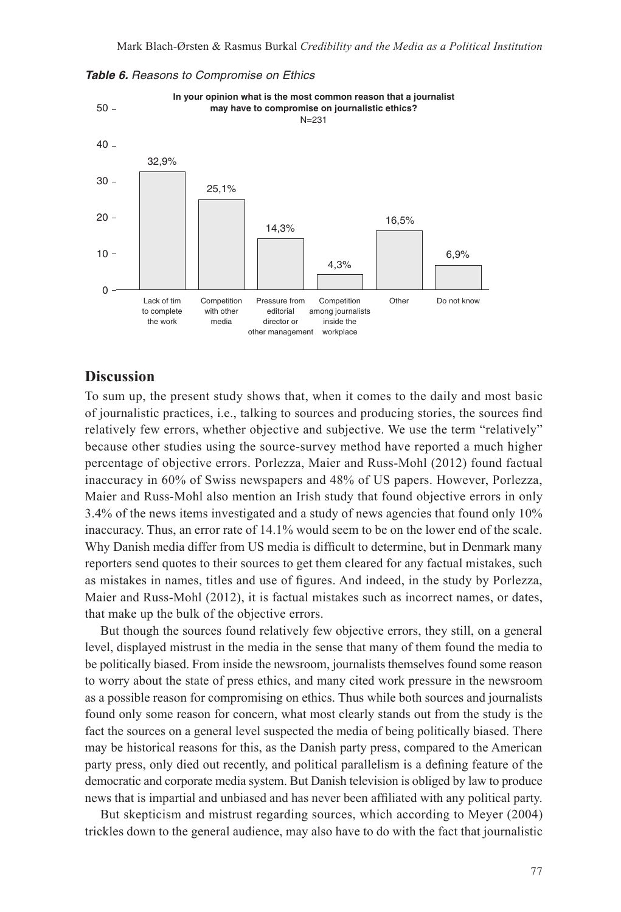***Table 6.*** *Reasons to Compromise on Ethics*

**In your opinion what is the most common reason that a journalist may have to compromise on journalistic ethics?**
N=231

| Reason | % |
|---|---|
| Lack of tim to complete the work | 32,9% |
| Competition with other media | 25,1% |
| Pressure from editorial director or other management | 14,3% |
| Competition among journalists inside the workplace | 4,3% |
| Other | 16,5% |
| Do not know | 6,9% |

## Discussion

To sum up, the present study shows that, when it comes to the daily and most basic of journalistic practices, i.e., talking to sources and producing stories, the sources find relatively few errors, whether objective and subjective. We use the term "relatively" because other studies using the source-survey method have reported a much higher percentage of objective errors. Porlezza, Maier and Russ-Mohl (2012) found factual inaccuracy in 60% of Swiss newspapers and 48% of US papers. However, Porlezza, Maier and Russ-Mohl also mention an Irish study that found objective errors in only 3.4% of the news items investigated and a study of news agencies that found only 10% inaccuracy. Thus, an error rate of 14.1% would seem to be on the lower end of the scale. Why Danish media differ from US media is difficult to determine, but in Denmark many reporters send quotes to their sources to get them cleared for any factual mistakes, such as mistakes in names, titles and use of figures. And indeed, in the study by Porlezza, Maier and Russ-Mohl (2012), it is factual mistakes such as incorrect names, or dates, that make up the bulk of the objective errors.

But though the sources found relatively few objective errors, they still, on a general level, displayed mistrust in the media in the sense that many of them found the media to be politically biased. From inside the newsroom, journalists themselves found some reason to worry about the state of press ethics, and many cited work pressure in the newsroom as a possible reason for compromising on ethics. Thus while both sources and journalists found only some reason for concern, what most clearly stands out from the study is the fact the sources on a general level suspected the media of being politically biased. There may be historical reasons for this, as the Danish party press, compared to the American party press, only died out recently, and political parallelism is a defining feature of the democratic and corporate media system. But Danish television is obliged by law to produce news that is impartial and unbiased and has never been affiliated with any political party.

But skepticism and mistrust regarding sources, which according to Meyer (2004) trickles down to the general audience, may also have to do with the fact that journalistic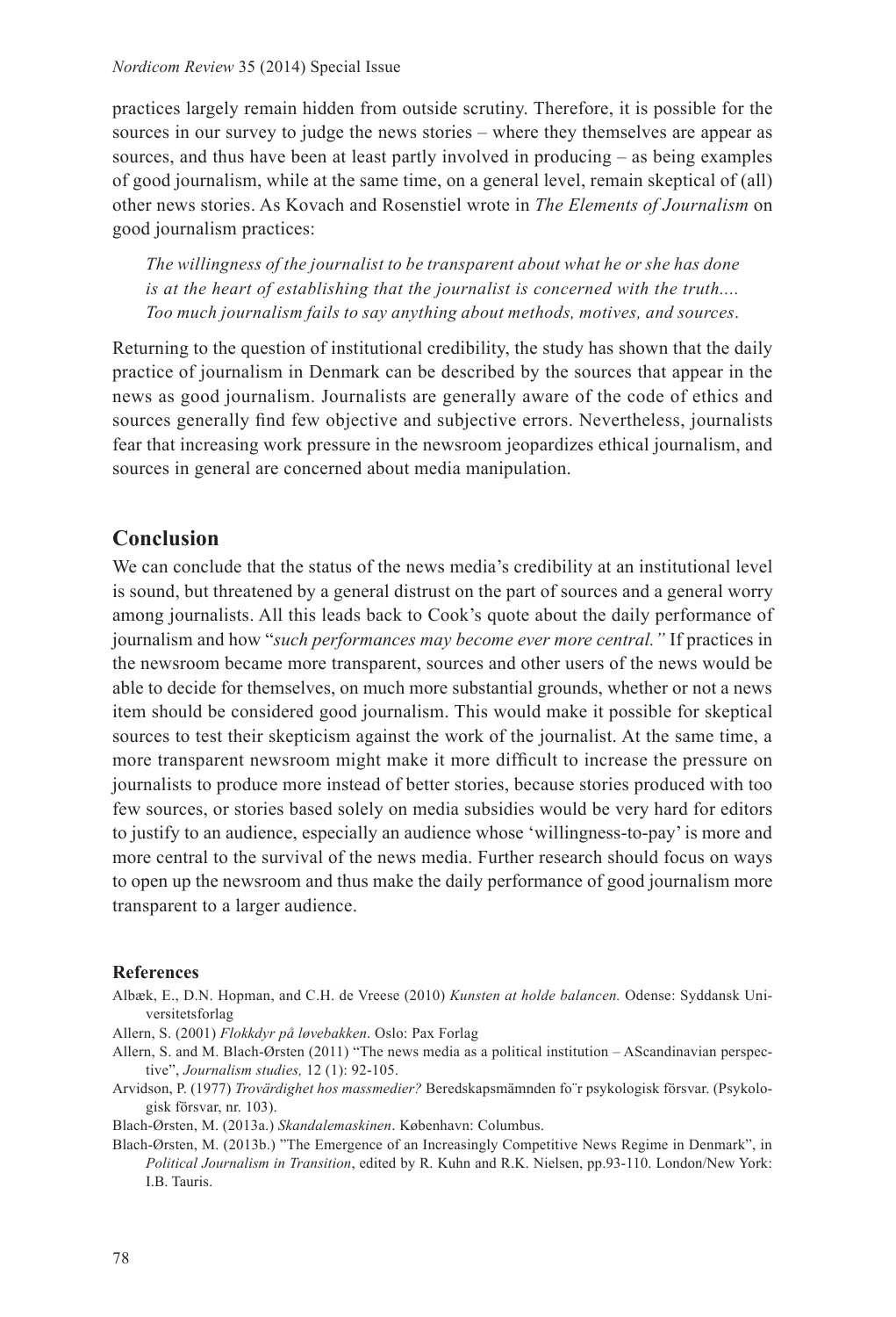practices largely remain hidden from outside scrutiny. Therefore, it is possible for the sources in our survey to judge the news stories – where they themselves are appear as sources, and thus have been at least partly involved in producing – as being examples of good journalism, while at the same time, on a general level, remain skeptical of (all) other news stories. As Kovach and Rosenstiel wrote in *The Elements of Journalism* on good journalism practices:

> *The willingness of the journalist to be transparent about what he or she has done is at the heart of establishing that the journalist is concerned with the truth.... Too much journalism fails to say anything about methods, motives, and sources*.

Returning to the question of institutional credibility, the study has shown that the daily practice of journalism in Denmark can be described by the sources that appear in the news as good journalism. Journalists are generally aware of the code of ethics and sources generally find few objective and subjective errors. Nevertheless, journalists fear that increasing work pressure in the newsroom jeopardizes ethical journalism, and sources in general are concerned about media manipulation.

## Conclusion

We can conclude that the status of the news media's credibility at an institutional level is sound, but threatened by a general distrust on the part of sources and a general worry among journalists. All this leads back to Cook's quote about the daily performance of journalism and how "*such performances may become ever more central."* If practices in the newsroom became more transparent, sources and other users of the news would be able to decide for themselves, on much more substantial grounds, whether or not a news item should be considered good journalism. This would make it possible for skeptical sources to test their skepticism against the work of the journalist. At the same time, a more transparent newsroom might make it more difficult to increase the pressure on journalists to produce more instead of better stories, because stories produced with too few sources, or stories based solely on media subsidies would be very hard for editors to justify to an audience, especially an audience whose 'willingness-to-pay' is more and more central to the survival of the news media. Further research should focus on ways to open up the newsroom and thus make the daily performance of good journalism more transparent to a larger audience.

### References

Albæk, E., D.N. Hopman, and C.H. de Vreese (2010) *Kunsten at holde balancen.* Odense: Syddansk Universitetsforlag

Allern, S. (2001) *Flokkdyr på løvebakken*. Oslo: Pax Forlag

Allern, S. and M. Blach-Ørsten (2011) "The news media as a political institution – AScandinavian perspective", *Journalism studies,* 12 (1): 92-105.

Arvidson, P. (1977) *Trovärdighet hos massmedier?* Beredskapsmämnden fo¨r psykologisk försvar. (Psykologisk försvar, nr. 103).

Blach-Ørsten, M. (2013a.) *Skandalemaskinen*. København: Columbus.

Blach-Ørsten, M. (2013b.) "The Emergence of an Increasingly Competitive News Regime in Denmark", in *Political Journalism in Transition*, edited by R. Kuhn and R.K. Nielsen, pp.93-110. London/New York: I.B. Tauris.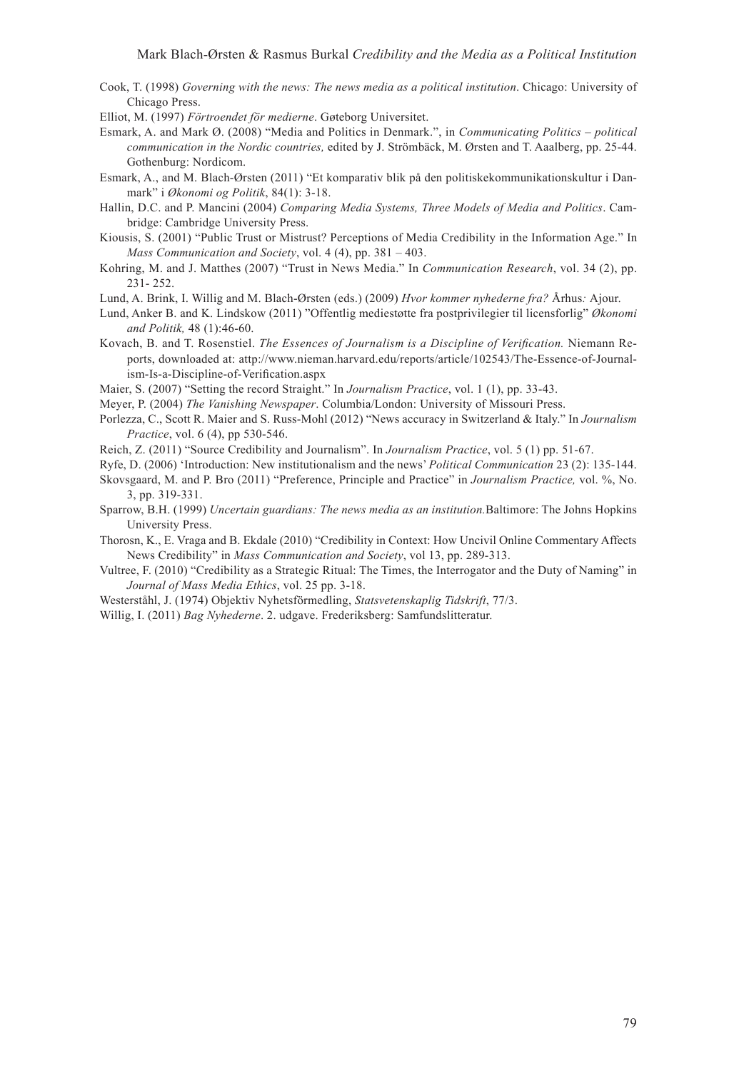Cook, T. (1998) *Governing with the news: The news media as a political institution*. Chicago: University of Chicago Press.

Elliot, M. (1997) *Förtroendet för medierne*. Gøteborg Universitet.

Esmark, A. and Mark Ø. (2008) "Media and Politics in Denmark.", in *Communicating Politics – political communication in the Nordic countries,* edited by J. Strömbäck, M. Ørsten and T. Aaalberg, pp. 25-44. Gothenburg: Nordicom.

Esmark, A., and M. Blach-Ørsten (2011) "Et komparativ blik på den politiskekommunikationskultur i Danmark" i *Økonomi og Politik*, 84(1): 3-18.

Hallin, D.C. and P. Mancini (2004) *Comparing Media Systems, Three Models of Media and Politics*. Cambridge: Cambridge University Press.

Kiousis, S. (2001) "Public Trust or Mistrust? Perceptions of Media Credibility in the Information Age." In *Mass Communication and Society*, vol. 4 (4), pp. 381 – 403.

Kohring, M. and J. Matthes (2007) "Trust in News Media." In *Communication Research*, vol. 34 (2), pp. 231- 252.

Lund, A. Brink, I. Willig and M. Blach-Ørsten (eds.) (2009) *Hvor kommer nyhederne fra?* Århus*:* Ajour.

Lund, Anker B. and K. Lindskow (2011) "Offentlig mediestøtte fra postprivilegier til licensforlig" *Økonomi and Politik,* 48 (1):46-60.

Kovach, B. and T. Rosenstiel. *The Essences of Journalism is a Discipline of Verification.* Niemann Reports, downloaded at: attp://www.nieman.harvard.edu/reports/article/102543/The-Essence-of-Journalism-Is-a-Discipline-of-Verification.aspx

Maier, S. (2007) "Setting the record Straight." In *Journalism Practice*, vol. 1 (1), pp. 33-43.

Meyer, P. (2004) *The Vanishing Newspaper*. Columbia/London: University of Missouri Press.

Porlezza, C., Scott R. Maier and S. Russ-Mohl (2012) "News accuracy in Switzerland & Italy." In *Journalism Practice*, vol. 6 (4), pp 530-546.

Reich, Z. (2011) "Source Credibility and Journalism". In *Journalism Practice*, vol. 5 (1) pp. 51-67.

Ryfe, D. (2006) 'Introduction: New institutionalism and the news' *Political Communication* 23 (2): 135-144.

Skovsgaard, M. and P. Bro (2011) "Preference, Principle and Practice" in *Journalism Practice,* vol. %, No. 3, pp. 319-331.

Sparrow, B.H. (1999) *Uncertain guardians: The news media as an institution.*Baltimore: The Johns Hopkins University Press.

Thorosn, K., E. Vraga and B. Ekdale (2010) "Credibility in Context: How Uncivil Online Commentary Affects News Credibility" in *Mass Communication and Society*, vol 13, pp. 289-313.

Vultree, F. (2010) "Credibility as a Strategic Ritual: The Times, the Interrogator and the Duty of Naming" in *Journal of Mass Media Ethics*, vol. 25 pp. 3-18.

Westerståhl, J. (1974) Objektiv Nyhetsförmedling, *Statsvetenskaplig Tidskrift*, 77/3.

Willig, I. (2011) *Bag Nyhederne*. 2. udgave. Frederiksberg: Samfundslitteratur.